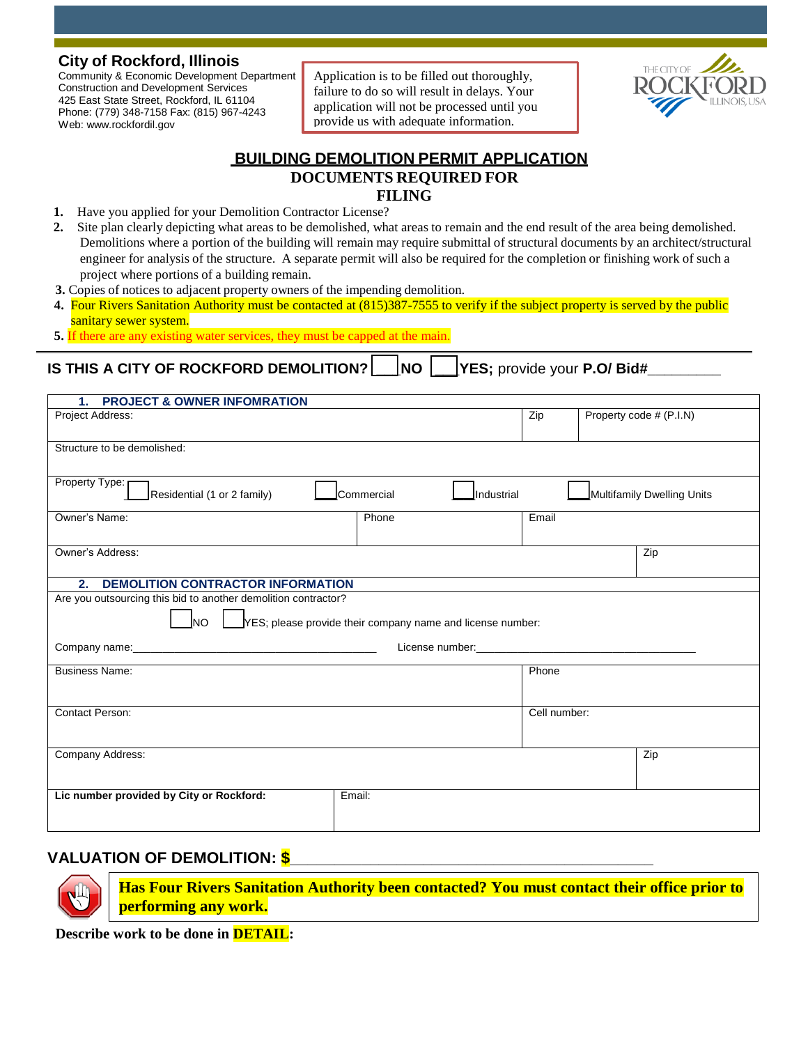**City of Rockford, Illinois**
Community & Economic Development Department
Construction and Development Services
425 East State Street, Rockford, IL 61104
Phone: (779) 348-7158 Fax: (815) 967-4243
Web: www.rockfordil.gov

Application is to be filled out thoroughly, failure to do so will result in delays. Your application will not be processed until you provide us with adequate information.

# BUILDING DEMOLITION PERMIT APPLICATION

## DOCUMENTS REQUIRED FOR FILING

1. Have you applied for your Demolition Contractor License?
2. Site plan clearly depicting what areas to be demolished, what areas to remain and the end result of the area being demolished. Demolitions where a portion of the building will remain may require submittal of structural documents by an architect/structural engineer for analysis of the structure. A separate permit will also be required for the completion or finishing work of such a project where portions of a building remain.
3. Copies of notices to adjacent property owners of the impending demolition.
4. Four Rivers Sanitation Authority must be contacted at (815)387-7555 to verify if the subject property is served by the public sanitary sewer system.
5. If there are any existing water services, they must be capped at the main.

---

**IS THIS A CITY OF ROCKFORD DEMOLITION?** ☐ **NO** ☐ **YES;** provide your **P.O/ Bid#**\_\_\_\_\_\_\_\_\_

| **1. PROJECT & OWNER INFOMRATION** | | | |
|---|---|---|---|
| Project Address: | | Zip | Property code # (P.I.N) |
| Structure to be demolished: | | | |
| Property Type: ☐ Residential (1 or 2 family) ☐ Commercial ☐ Industrial ☐ Multifamily Dwelling Units | | | |
| Owner's Name: | Phone | Email | |
| Owner's Address: | | | Zip |

| **2. DEMOLITION CONTRACTOR INFORMATION** | | |
|---|---|---|
| Are you outsourcing this bid to another demolition contractor? ☐ NO ☐ YES; please provide their company name and license number: Company name:\_\_\_\_\_\_\_\_\_\_ License number:\_\_\_\_\_\_\_\_\_\_ | | |
| Business Name: | | Phone |
| Contact Person: | | Cell number: |
| Company Address: | | Zip |
| **Lic number provided by City or Rockford:** | Email: | |

**VALUATION OF DEMOLITION: $**\_\_\_\_\_\_\_\_\_\_\_\_\_\_\_\_\_\_\_\_\_\_\_\_\_\_\_\_\_\_\_\_\_\_\_\_\_\_\_\_\_\_\_\_

**Has Four Rivers Sanitation Authority been contacted? You must contact their office prior to performing any work.**

**Describe work to be done in DETAIL:**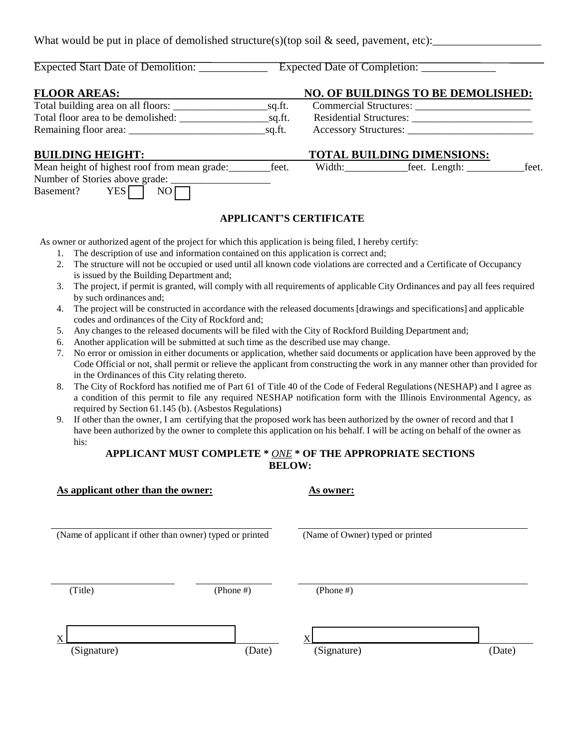What would be put in place of demolished structure(s)(top soil & seed, pavement, etc):___________________

Expected Start Date of Demolition: ____________ Expected Date of Completion: _____________

**FLOOR AREAS:**

Total building area on all floors: _________________sq.ft.

Total floor area to be demolished: ________________sq.ft.

Remaining floor area: _________________________sq.ft.

**NO. OF BUILDINGS TO BE DEMOLISHED:**

Commercial Structures: ______________________

Residential Structures: _______________________

Accessory Structures: ________________________

**BUILDING HEIGHT:**

Mean height of highest roof from mean grade:________feet.

Number of Stories above grade: __________________

Basement? YES ☐ NO ☐

**TOTAL BUILDING DIMENSIONS:**

Width:____________feet. Length: ___________feet.

**APPLICANT'S CERTIFICATE**

As owner or authorized agent of the project for which this application is being filed, I hereby certify:

1. The description of use and information contained on this application is correct and;
2. The structure will not be occupied or used until all known code violations are corrected and a Certificate of Occupancy is issued by the Building Department and;
3. The project, if permit is granted, will comply with all requirements of applicable City Ordinances and pay all fees required by such ordinances and;
4. The project will be constructed in accordance with the released documents [drawings and specifications] and applicable codes and ordinances of the City of Rockford and;
5. Any changes to the released documents will be filed with the City of Rockford Building Department and;
6. Another application will be submitted at such time as the described use may change.
7. No error or omission in either documents or application, whether said documents or application have been approved by the Code Official or not, shall permit or relieve the applicant from constructing the work in any manner other than provided for in the Ordinances of this City relating thereto.
8. The City of Rockford has notified me of Part 61 of Title 40 of the Code of Federal Regulations (NESHAP) and I agree as a condition of this permit to file any required NESHAP notification form with the Illinois Environmental Agency, as required by Section 61.145 (b). (Asbestos Regulations)
9. If other than the owner, I am certifying that the proposed work has been authorized by the owner of record and that I have been authorized by the owner to complete this application on his behalf. I will be acting on behalf of the owner as his:

**APPLICANT MUST COMPLETE \* *ONE* \* OF THE APPROPRIATE SECTIONS BELOW:**

**As applicant other than the owner:**

_________________________________

(Name of applicant if other than owner) typed or printed

_______________ _______________

(Title) (Phone #)

X _______________________________

(Signature) (Date)

**As owner:**

_________________________________

(Name of Owner) typed or printed

_________________________________

(Phone #)

X _______________________________

(Signature) (Date)